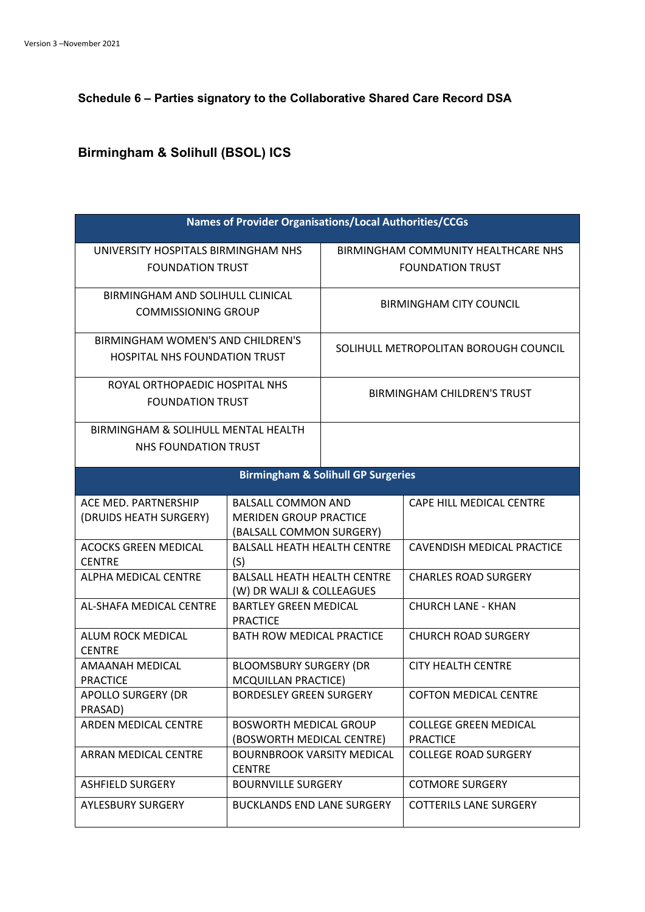### Schedule 6 – Parties signatory to the Collaborative Shared Care Record DSA

### Birmingham & Solihull (BSOL) ICS

| Names of Provider Organisations/Local Authorities/CCGs | |
|---|---|
| UNIVERSITY HOSPITALS BIRMINGHAM NHS FOUNDATION TRUST | BIRMINGHAM COMMUNITY HEALTHCARE NHS FOUNDATION TRUST |
| BIRMINGHAM AND SOLIHULL CLINICAL COMMISSIONING GROUP | BIRMINGHAM CITY COUNCIL |
| BIRMINGHAM WOMEN'S AND CHILDREN'S HOSPITAL NHS FOUNDATION TRUST | SOLIHULL METROPOLITAN BOROUGH COUNCIL |
| ROYAL ORTHOPAEDIC HOSPITAL NHS FOUNDATION TRUST | BIRMINGHAM CHILDREN'S TRUST |
| BIRMINGHAM & SOLIHULL MENTAL HEALTH NHS FOUNDATION TRUST | |

| Birmingham & Solihull GP Surgeries | | |
|---|---|---|
| ACE MED. PARTNERSHIP (DRUIDS HEATH SURGERY) | BALSALL COMMON AND MERIDEN GROUP PRACTICE (BALSALL COMMON SURGERY) | CAPE HILL MEDICAL CENTRE |
| ACOCKS GREEN MEDICAL CENTRE | BALSALL HEATH HEALTH CENTRE (S) | CAVENDISH MEDICAL PRACTICE |
| ALPHA MEDICAL CENTRE | BALSALL HEATH HEALTH CENTRE (W) DR WALJI & COLLEAGUES | CHARLES ROAD SURGERY |
| AL-SHAFA MEDICAL CENTRE | BARTLEY GREEN MEDICAL PRACTICE | CHURCH LANE - KHAN |
| ALUM ROCK MEDICAL CENTRE | BATH ROW MEDICAL PRACTICE | CHURCH ROAD SURGERY |
| AMAANAH MEDICAL PRACTICE | BLOOMSBURY SURGERY (DR MCQUILLAN PRACTICE) | CITY HEALTH CENTRE |
| APOLLO SURGERY (DR PRASAD) | BORDESLEY GREEN SURGERY | COFTON MEDICAL CENTRE |
| ARDEN MEDICAL CENTRE | BOSWORTH MEDICAL GROUP (BOSWORTH MEDICAL CENTRE) | COLLEGE GREEN MEDICAL PRACTICE |
| ARRAN MEDICAL CENTRE | BOURNBROOK VARSITY MEDICAL CENTRE | COLLEGE ROAD SURGERY |
| ASHFIELD SURGERY | BOURNVILLE SURGERY | COTMORE SURGERY |
| AYLESBURY SURGERY | BUCKLANDS END LANE SURGERY | COTTERILS LANE SURGERY |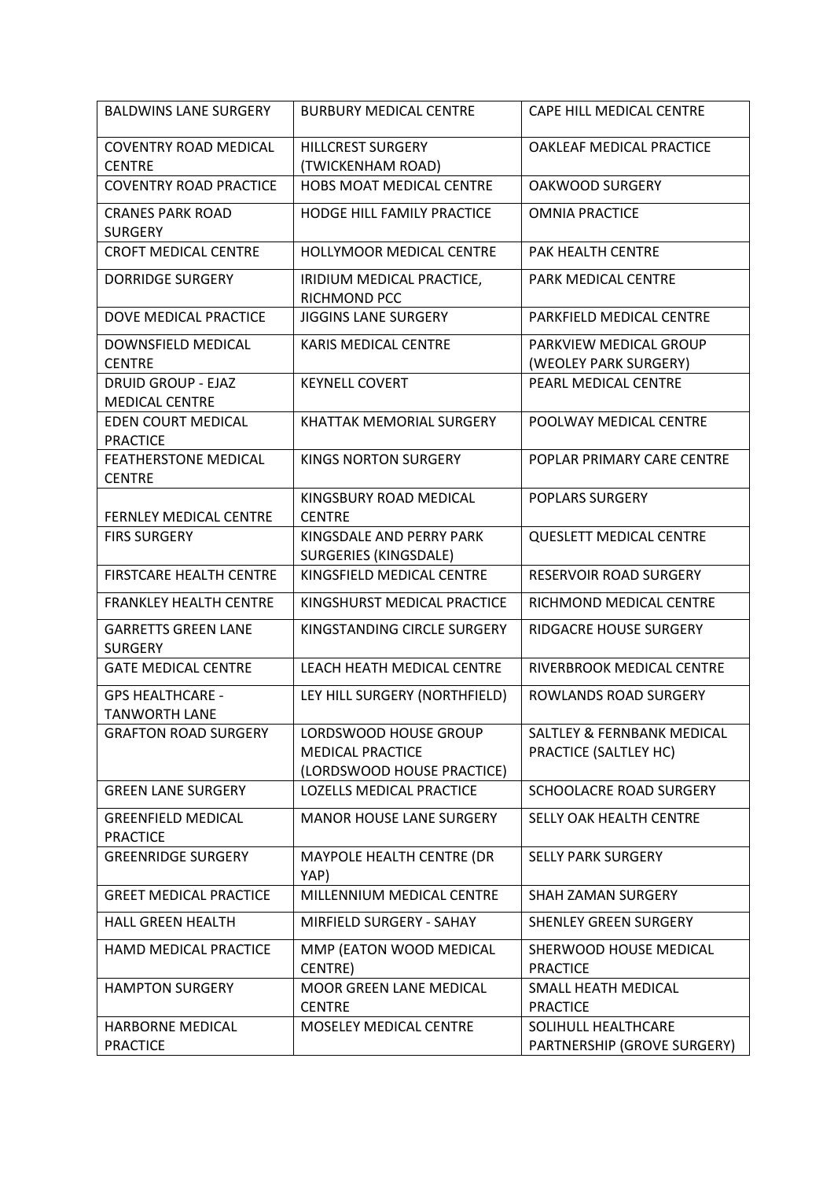| BALDWINS LANE SURGERY | BURBURY MEDICAL CENTRE | CAPE HILL MEDICAL CENTRE |
|---|---|---|
| COVENTRY ROAD MEDICAL CENTRE | HILLCREST SURGERY (TWICKENHAM ROAD) | OAKLEAF MEDICAL PRACTICE |
| COVENTRY ROAD PRACTICE | HOBS MOAT MEDICAL CENTRE | OAKWOOD SURGERY |
| CRANES PARK ROAD SURGERY | HODGE HILL FAMILY PRACTICE | OMNIA PRACTICE |
| CROFT MEDICAL CENTRE | HOLLYMOOR MEDICAL CENTRE | PAK HEALTH CENTRE |
| DORRIDGE SURGERY | IRIDIUM MEDICAL PRACTICE, RICHMOND PCC | PARK MEDICAL CENTRE |
| DOVE MEDICAL PRACTICE | JIGGINS LANE SURGERY | PARKFIELD MEDICAL CENTRE |
| DOWNSFIELD MEDICAL CENTRE | KARIS MEDICAL CENTRE | PARKVIEW MEDICAL GROUP (WEOLEY PARK SURGERY) |
| DRUID GROUP - EJAZ MEDICAL CENTRE | KEYNELL COVERT | PEARL MEDICAL CENTRE |
| EDEN COURT MEDICAL PRACTICE | KHATTAK MEMORIAL SURGERY | POOLWAY MEDICAL CENTRE |
| FEATHERSTONE MEDICAL CENTRE | KINGS NORTON SURGERY | POPLAR PRIMARY CARE CENTRE |
| FERNLEY MEDICAL CENTRE | KINGSBURY ROAD MEDICAL CENTRE | POPLARS SURGERY |
| FIRS SURGERY | KINGSDALE AND PERRY PARK SURGERIES (KINGSDALE) | QUESLETT MEDICAL CENTRE |
| FIRSTCARE HEALTH CENTRE | KINGSFIELD MEDICAL CENTRE | RESERVOIR ROAD SURGERY |
| FRANKLEY HEALTH CENTRE | KINGSHURST MEDICAL PRACTICE | RICHMOND MEDICAL CENTRE |
| GARRETTS GREEN LANE SURGERY | KINGSTANDING CIRCLE SURGERY | RIDGACRE HOUSE SURGERY |
| GATE MEDICAL CENTRE | LEACH HEATH MEDICAL CENTRE | RIVERBROOK MEDICAL CENTRE |
| GPS HEALTHCARE - TANWORTH LANE | LEY HILL SURGERY (NORTHFIELD) | ROWLANDS ROAD SURGERY |
| GRAFTON ROAD SURGERY | LORDSWOOD HOUSE GROUP MEDICAL PRACTICE (LORDSWOOD HOUSE PRACTICE) | SALTLEY & FERNBANK MEDICAL PRACTICE (SALTLEY HC) |
| GREEN LANE SURGERY | LOZELLS MEDICAL PRACTICE | SCHOOLACRE ROAD SURGERY |
| GREENFIELD MEDICAL PRACTICE | MANOR HOUSE LANE SURGERY | SELLY OAK HEALTH CENTRE |
| GREENRIDGE SURGERY | MAYPOLE HEALTH CENTRE (DR YAP) | SELLY PARK SURGERY |
| GREET MEDICAL PRACTICE | MILLENNIUM MEDICAL CENTRE | SHAH ZAMAN SURGERY |
| HALL GREEN HEALTH | MIRFIELD SURGERY - SAHAY | SHENLEY GREEN SURGERY |
| HAMD MEDICAL PRACTICE | MMP (EATON WOOD MEDICAL CENTRE) | SHERWOOD HOUSE MEDICAL PRACTICE |
| HAMPTON SURGERY | MOOR GREEN LANE MEDICAL CENTRE | SMALL HEATH MEDICAL PRACTICE |
| HARBORNE MEDICAL PRACTICE | MOSELEY MEDICAL CENTRE | SOLIHULL HEALTHCARE PARTNERSHIP (GROVE SURGERY) |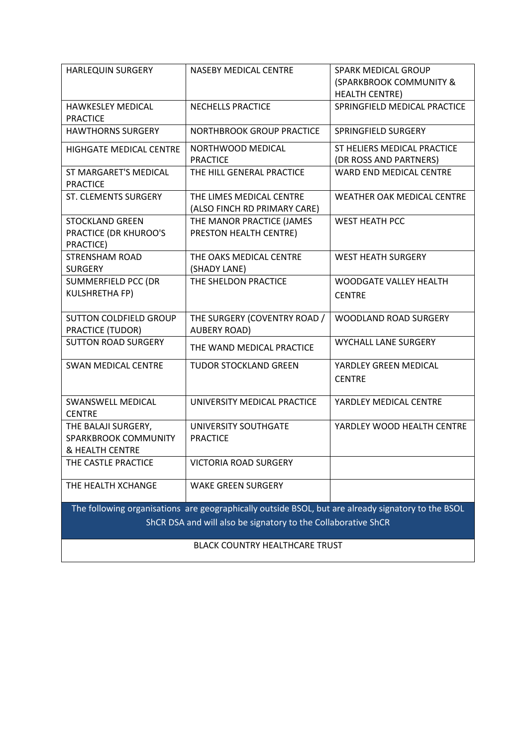| HARLEQUIN SURGERY | NASEBY MEDICAL CENTRE | SPARK MEDICAL GROUP (SPARKBROOK COMMUNITY & HEALTH CENTRE) |
|---|---|---|
| HAWKESLEY MEDICAL PRACTICE | NECHELLS PRACTICE | SPRINGFIELD MEDICAL PRACTICE |
| HAWTHORNS SURGERY | NORTHBROOK GROUP PRACTICE | SPRINGFIELD SURGERY |
| HIGHGATE MEDICAL CENTRE | NORTHWOOD MEDICAL PRACTICE | ST HELIERS MEDICAL PRACTICE (DR ROSS AND PARTNERS) |
| ST MARGARET'S MEDICAL PRACTICE | THE HILL GENERAL PRACTICE | WARD END MEDICAL CENTRE |
| ST. CLEMENTS SURGERY | THE LIMES MEDICAL CENTRE (ALSO FINCH RD PRIMARY CARE) | WEATHER OAK MEDICAL CENTRE |
| STOCKLAND GREEN PRACTICE (DR KHUROO'S PRACTICE) | THE MANOR PRACTICE (JAMES PRESTON HEALTH CENTRE) | WEST HEATH PCC |
| STRENSHAM ROAD SURGERY | THE OAKS MEDICAL CENTRE (SHADY LANE) | WEST HEATH SURGERY |
| SUMMERFIELD PCC (DR KULSHRETHA FP) | THE SHELDON PRACTICE | WOODGATE VALLEY HEALTH CENTRE |
| SUTTON COLDFIELD GROUP PRACTICE (TUDOR) | THE SURGERY (COVENTRY ROAD / AUBERY ROAD) | WOODLAND ROAD SURGERY |
| SUTTON ROAD SURGERY | THE WAND MEDICAL PRACTICE | WYCHALL LANE SURGERY |
| SWAN MEDICAL CENTRE | TUDOR STOCKLAND GREEN | YARDLEY GREEN MEDICAL CENTRE |
| SWANSWELL MEDICAL CENTRE | UNIVERSITY MEDICAL PRACTICE | YARDLEY MEDICAL CENTRE |
| THE BALAJI SURGERY, SPARKBROOK COMMUNITY & HEALTH CENTRE | UNIVERSITY SOUTHGATE PRACTICE | YARDLEY WOOD HEALTH CENTRE |
| THE CASTLE PRACTICE | VICTORIA ROAD SURGERY | |
| THE HEALTH XCHANGE | WAKE GREEN SURGERY | |
| The following organisations are geographically outside BSOL, but are already signatory to the BSOL ShCR DSA and will also be signatory to the Collaborative ShCR | | |
| BLACK COUNTRY HEALTHCARE TRUST | | |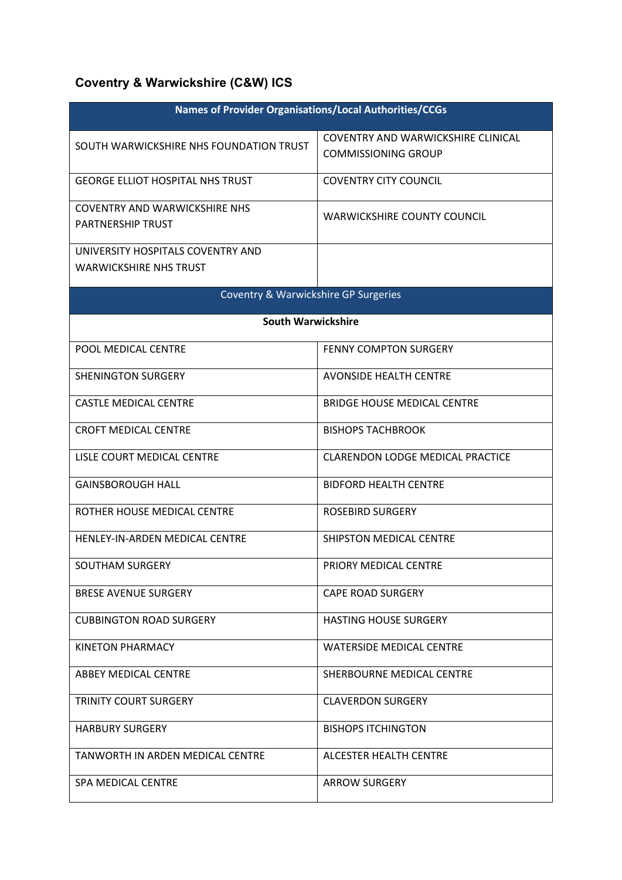## Coventry & Warwickshire (C&W) ICS

| Names of Provider Organisations/Local Authorities/CCGs | |
|---|---|
| SOUTH WARWICKSHIRE NHS FOUNDATION TRUST | COVENTRY AND WARWICKSHIRE CLINICAL COMMISSIONING GROUP |
| GEORGE ELLIOT HOSPITAL NHS TRUST | COVENTRY CITY COUNCIL |
| COVENTRY AND WARWICKSHIRE NHS PARTNERSHIP TRUST | WARWICKSHIRE COUNTY COUNCIL |
| UNIVERSITY HOSPITALS COVENTRY AND WARWICKSHIRE NHS TRUST | |
| Coventry & Warwickshire GP Surgeries | |
| **South Warwickshire** | |
| POOL MEDICAL CENTRE | FENNY COMPTON SURGERY |
| SHENINGTON SURGERY | AVONSIDE HEALTH CENTRE |
| CASTLE MEDICAL CENTRE | BRIDGE HOUSE MEDICAL CENTRE |
| CROFT MEDICAL CENTRE | BISHOPS TACHBROOK |
| LISLE COURT MEDICAL CENTRE | CLARENDON LODGE MEDICAL PRACTICE |
| GAINSBOROUGH HALL | BIDFORD HEALTH CENTRE |
| ROTHER HOUSE MEDICAL CENTRE | ROSEBIRD SURGERY |
| HENLEY-IN-ARDEN MEDICAL CENTRE | SHIPSTON MEDICAL CENTRE |
| SOUTHAM SURGERY | PRIORY MEDICAL CENTRE |
| BRESE AVENUE SURGERY | CAPE ROAD SURGERY |
| CUBBINGTON ROAD SURGERY | HASTING HOUSE SURGERY |
| KINETON PHARMACY | WATERSIDE MEDICAL CENTRE |
| ABBEY MEDICAL CENTRE | SHERBOURNE MEDICAL CENTRE |
| TRINITY COURT SURGERY | CLAVERDON SURGERY |
| HARBURY SURGERY | BISHOPS ITCHINGTON |
| TANWORTH IN ARDEN MEDICAL CENTRE | ALCESTER HEALTH CENTRE |
| SPA MEDICAL CENTRE | ARROW SURGERY |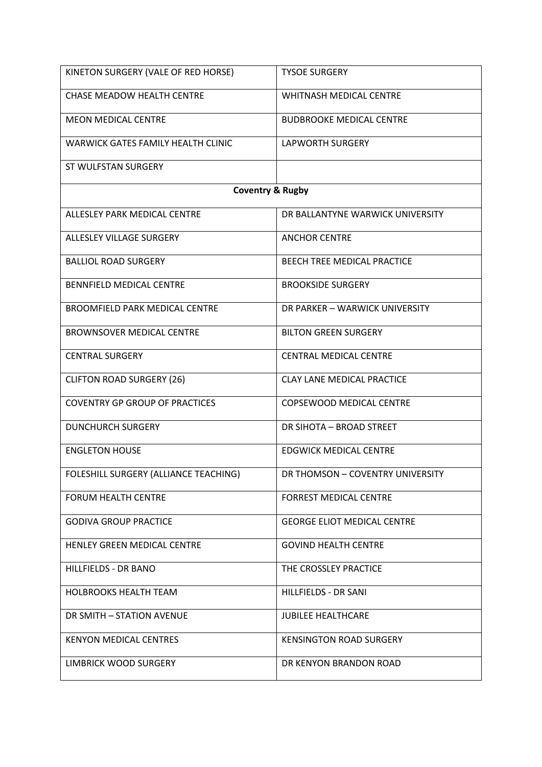| | |
|---|---|
| KINETON SURGERY (VALE OF RED HORSE) | TYSOE SURGERY |
| CHASE MEADOW HEALTH CENTRE | WHITNASH MEDICAL CENTRE |
| MEON MEDICAL CENTRE | BUDBROOKE MEDICAL CENTRE |
| WARWICK GATES FAMILY HEALTH CLINIC | LAPWORTH SURGERY |
| ST WULFSTAN SURGERY | |
| **Coventry & Rugby** | |
| ALLESLEY PARK MEDICAL CENTRE | DR BALLANTYNE WARWICK UNIVERSITY |
| ALLESLEY VILLAGE SURGERY | ANCHOR CENTRE |
| BALLIOL ROAD SURGERY | BEECH TREE MEDICAL PRACTICE |
| BENNFIELD MEDICAL CENTRE | BROOKSIDE SURGERY |
| BROOMFIELD PARK MEDICAL CENTRE | DR PARKER – WARWICK UNIVERSITY |
| BROWNSOVER MEDICAL CENTRE | BILTON GREEN SURGERY |
| CENTRAL SURGERY | CENTRAL MEDICAL CENTRE |
| CLIFTON ROAD SURGERY (26) | CLAY LANE MEDICAL PRACTICE |
| COVENTRY GP GROUP OF PRACTICES | COPSEWOOD MEDICAL CENTRE |
| DUNCHURCH SURGERY | DR SIHOTA – BROAD STREET |
| ENGLETON HOUSE | EDGWICK MEDICAL CENTRE |
| FOLESHILL SURGERY (ALLIANCE TEACHING) | DR THOMSON – COVENTRY UNIVERSITY |
| FORUM HEALTH CENTRE | FORREST MEDICAL CENTRE |
| GODIVA GROUP PRACTICE | GEORGE ELIOT MEDICAL CENTRE |
| HENLEY GREEN MEDICAL CENTRE | GOVIND HEALTH CENTRE |
| HILLFIELDS - DR BANO | THE CROSSLEY PRACTICE |
| HOLBROOKS HEALTH TEAM | HILLFIELDS - DR SANI |
| DR SMITH – STATION AVENUE | JUBILEE HEALTHCARE |
| KENYON MEDICAL CENTRES | KENSINGTON ROAD SURGERY |
| LIMBRICK WOOD SURGERY | DR KENYON BRANDON ROAD |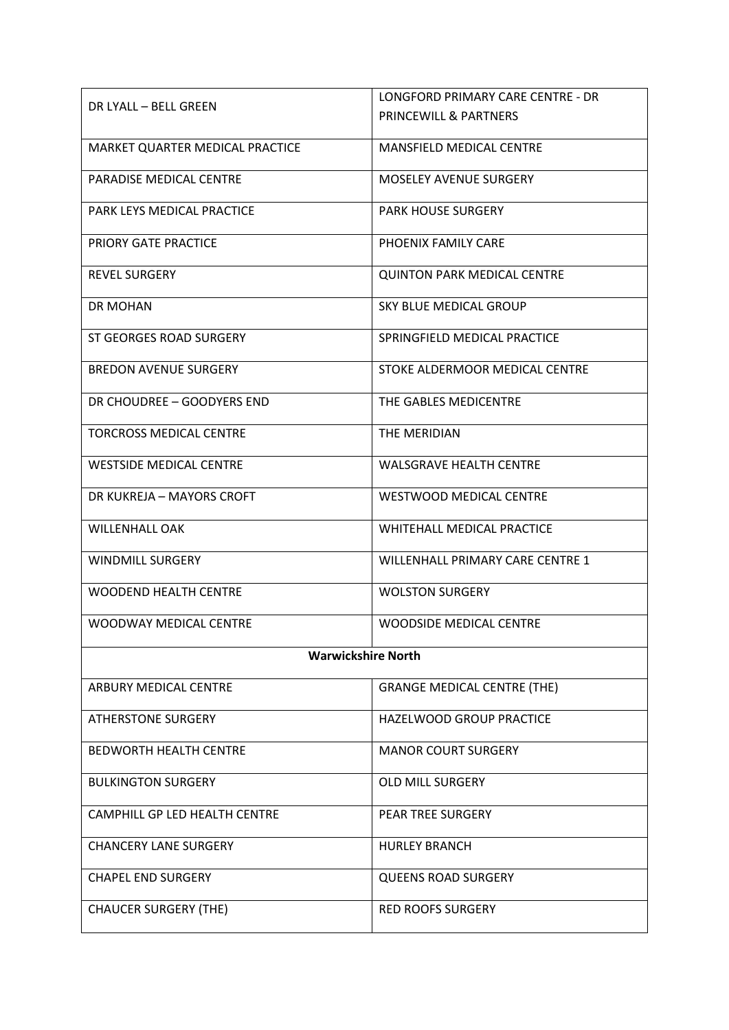| DR LYALL – BELL GREEN | LONGFORD PRIMARY CARE CENTRE - DR PRINCEWILL & PARTNERS |
|---|---|
| MARKET QUARTER MEDICAL PRACTICE | MANSFIELD MEDICAL CENTRE |
| PARADISE MEDICAL CENTRE | MOSELEY AVENUE SURGERY |
| PARK LEYS MEDICAL PRACTICE | PARK HOUSE SURGERY |
| PRIORY GATE PRACTICE | PHOENIX FAMILY CARE |
| REVEL SURGERY | QUINTON PARK MEDICAL CENTRE |
| DR MOHAN | SKY BLUE MEDICAL GROUP |
| ST GEORGES ROAD SURGERY | SPRINGFIELD MEDICAL PRACTICE |
| BREDON AVENUE SURGERY | STOKE ALDERMOOR MEDICAL CENTRE |
| DR CHOUDREE – GOODYERS END | THE GABLES MEDICENTRE |
| TORCROSS MEDICAL CENTRE | THE MERIDIAN |
| WESTSIDE MEDICAL CENTRE | WALSGRAVE HEALTH CENTRE |
| DR KUKREJA – MAYORS CROFT | WESTWOOD MEDICAL CENTRE |
| WILLENHALL OAK | WHITEHALL MEDICAL PRACTICE |
| WINDMILL SURGERY | WILLENHALL PRIMARY CARE CENTRE 1 |
| WOODEND HEALTH CENTRE | WOLSTON SURGERY |
| WOODWAY MEDICAL CENTRE | WOODSIDE MEDICAL CENTRE |
| **Warwickshire North** | |
| ARBURY MEDICAL CENTRE | GRANGE MEDICAL CENTRE (THE) |
| ATHERSTONE SURGERY | HAZELWOOD GROUP PRACTICE |
| BEDWORTH HEALTH CENTRE | MANOR COURT SURGERY |
| BULKINGTON SURGERY | OLD MILL SURGERY |
| CAMPHILL GP LED HEALTH CENTRE | PEAR TREE SURGERY |
| CHANCERY LANE SURGERY | HURLEY BRANCH |
| CHAPEL END SURGERY | QUEENS ROAD SURGERY |
| CHAUCER SURGERY (THE) | RED ROOFS SURGERY |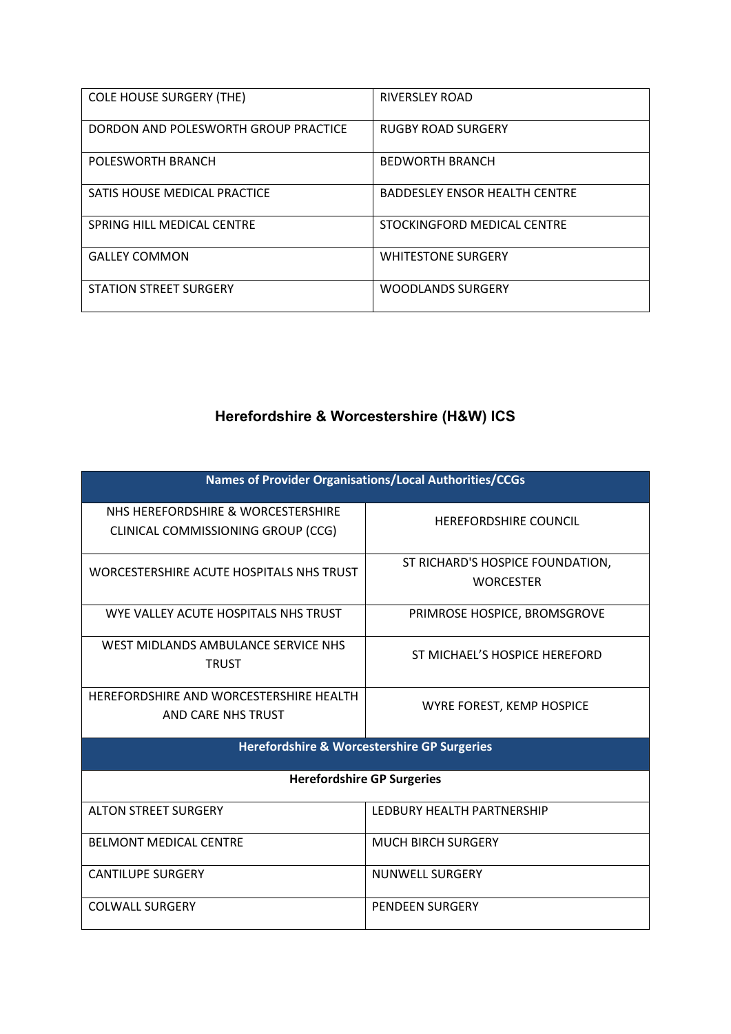| | |
|---|---|
| COLE HOUSE SURGERY (THE) | RIVERSLEY ROAD |
| DORDON AND POLESWORTH GROUP PRACTICE | RUGBY ROAD SURGERY |
| POLESWORTH BRANCH | BEDWORTH BRANCH |
| SATIS HOUSE MEDICAL PRACTICE | BADDESLEY ENSOR HEALTH CENTRE |
| SPRING HILL MEDICAL CENTRE | STOCKINGFORD MEDICAL CENTRE |
| GALLEY COMMON | WHITESTONE SURGERY |
| STATION STREET SURGERY | WOODLANDS SURGERY |

## Herefordshire & Worcestershire (H&W) ICS

| Names of Provider Organisations/Local Authorities/CCGs | |
|---|---|
| NHS HEREFORDSHIRE & WORCESTERSHIRE CLINICAL COMMISSIONING GROUP (CCG) | HEREFORDSHIRE COUNCIL |
| WORCESTERSHIRE ACUTE HOSPITALS NHS TRUST | ST RICHARD'S HOSPICE FOUNDATION, WORCESTER |
| WYE VALLEY ACUTE HOSPITALS NHS TRUST | PRIMROSE HOSPICE, BROMSGROVE |
| WEST MIDLANDS AMBULANCE SERVICE NHS TRUST | ST MICHAEL'S HOSPICE HEREFORD |
| HEREFORDSHIRE AND WORCESTERSHIRE HEALTH AND CARE NHS TRUST | WYRE FOREST, KEMP HOSPICE |
| **Herefordshire & Worcestershire GP Surgeries** | |
| **Herefordshire GP Surgeries** | |
| ALTON STREET SURGERY | LEDBURY HEALTH PARTNERSHIP |
| BELMONT MEDICAL CENTRE | MUCH BIRCH SURGERY |
| CANTILUPE SURGERY | NUNWELL SURGERY |
| COLWALL SURGERY | PENDEEN SURGERY |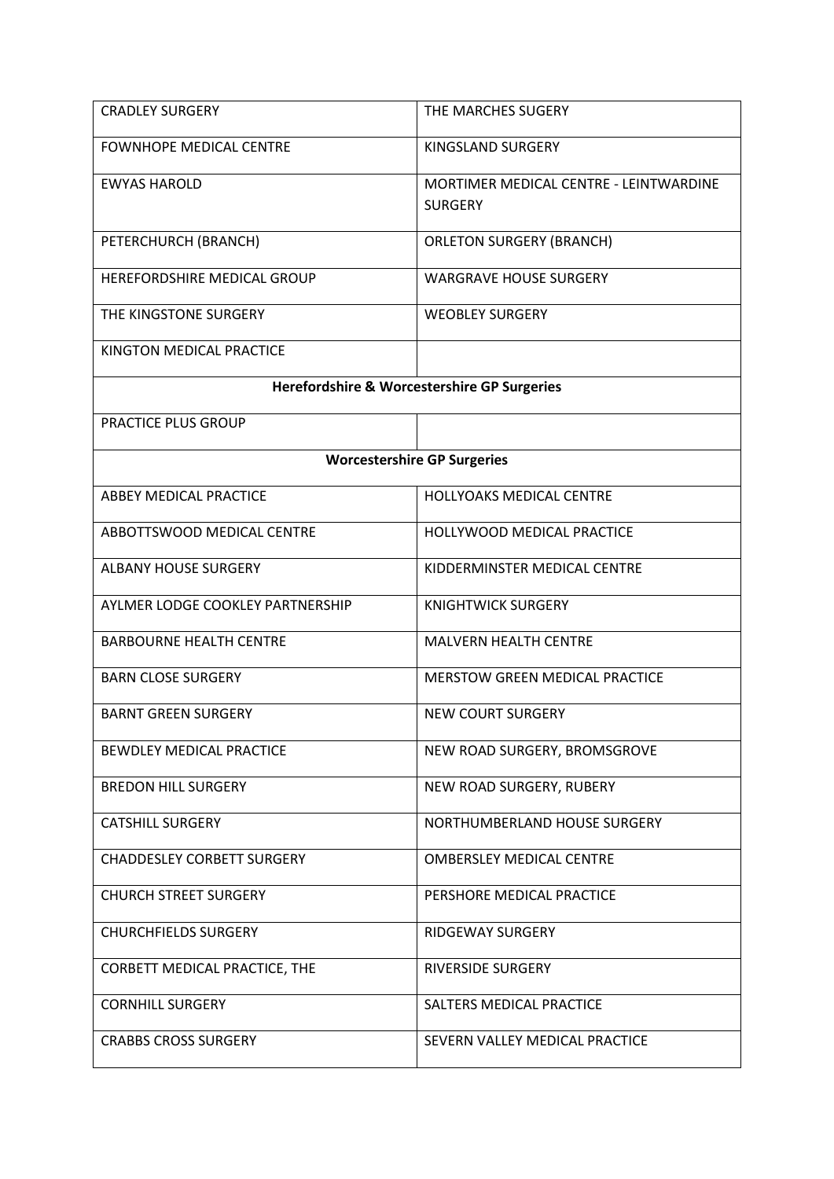| | |
|---|---|
| CRADLEY SURGERY | THE MARCHES SUGERY |
| FOWNHOPE MEDICAL CENTRE | KINGSLAND SURGERY |
| EWYAS HAROLD | MORTIMER MEDICAL CENTRE - LEINTWARDINE SURGERY |
| PETERCHURCH (BRANCH) | ORLETON SURGERY (BRANCH) |
| HEREFORDSHIRE MEDICAL GROUP | WARGRAVE HOUSE SURGERY |
| THE KINGSTONE SURGERY | WEOBLEY SURGERY |
| KINGTON MEDICAL PRACTICE | |
| **Herefordshire & Worcestershire GP Surgeries** | |
| PRACTICE PLUS GROUP | |
| **Worcestershire GP Surgeries** | |
| ABBEY MEDICAL PRACTICE | HOLLYOAKS MEDICAL CENTRE |
| ABBOTTSWOOD MEDICAL CENTRE | HOLLYWOOD MEDICAL PRACTICE |
| ALBANY HOUSE SURGERY | KIDDERMINSTER MEDICAL CENTRE |
| AYLMER LODGE COOKLEY PARTNERSHIP | KNIGHTWICK SURGERY |
| BARBOURNE HEALTH CENTRE | MALVERN HEALTH CENTRE |
| BARN CLOSE SURGERY | MERSTOW GREEN MEDICAL PRACTICE |
| BARNT GREEN SURGERY | NEW COURT SURGERY |
| BEWDLEY MEDICAL PRACTICE | NEW ROAD SURGERY, BROMSGROVE |
| BREDON HILL SURGERY | NEW ROAD SURGERY, RUBERY |
| CATSHILL SURGERY | NORTHUMBERLAND HOUSE SURGERY |
| CHADDESLEY CORBETT SURGERY | OMBERSLEY MEDICAL CENTRE |
| CHURCH STREET SURGERY | PERSHORE MEDICAL PRACTICE |
| CHURCHFIELDS SURGERY | RIDGEWAY SURGERY |
| CORBETT MEDICAL PRACTICE, THE | RIVERSIDE SURGERY |
| CORNHILL SURGERY | SALTERS MEDICAL PRACTICE |
| CRABBS CROSS SURGERY | SEVERN VALLEY MEDICAL PRACTICE |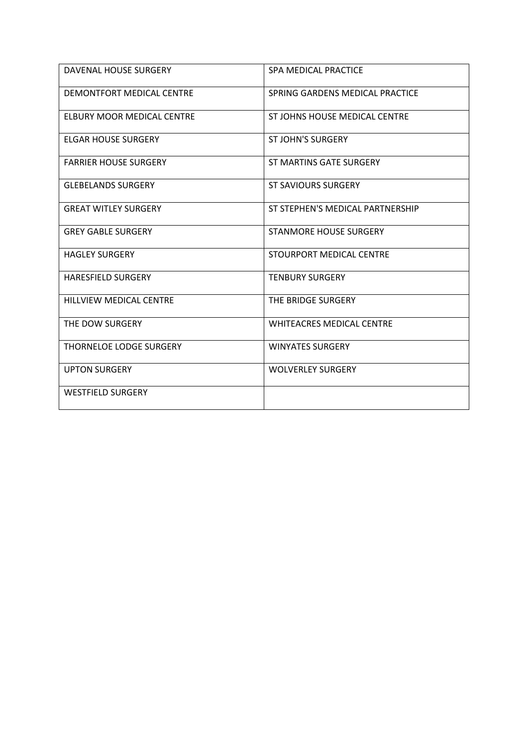| | |
|---|---|
| DAVENAL HOUSE SURGERY | SPA MEDICAL PRACTICE |
| DEMONTFORT MEDICAL CENTRE | SPRING GARDENS MEDICAL PRACTICE |
| ELBURY MOOR MEDICAL CENTRE | ST JOHNS HOUSE MEDICAL CENTRE |
| ELGAR HOUSE SURGERY | ST JOHN'S SURGERY |
| FARRIER HOUSE SURGERY | ST MARTINS GATE SURGERY |
| GLEBELANDS SURGERY | ST SAVIOURS SURGERY |
| GREAT WITLEY SURGERY | ST STEPHEN'S MEDICAL PARTNERSHIP |
| GREY GABLE SURGERY | STANMORE HOUSE SURGERY |
| HAGLEY SURGERY | STOURPORT MEDICAL CENTRE |
| HARESFIELD SURGERY | TENBURY SURGERY |
| HILLVIEW MEDICAL CENTRE | THE BRIDGE SURGERY |
| THE DOW SURGERY | WHITEACRES MEDICAL CENTRE |
| THORNELOE LODGE SURGERY | WINYATES SURGERY |
| UPTON SURGERY | WOLVERLEY SURGERY |
| WESTFIELD SURGERY | |